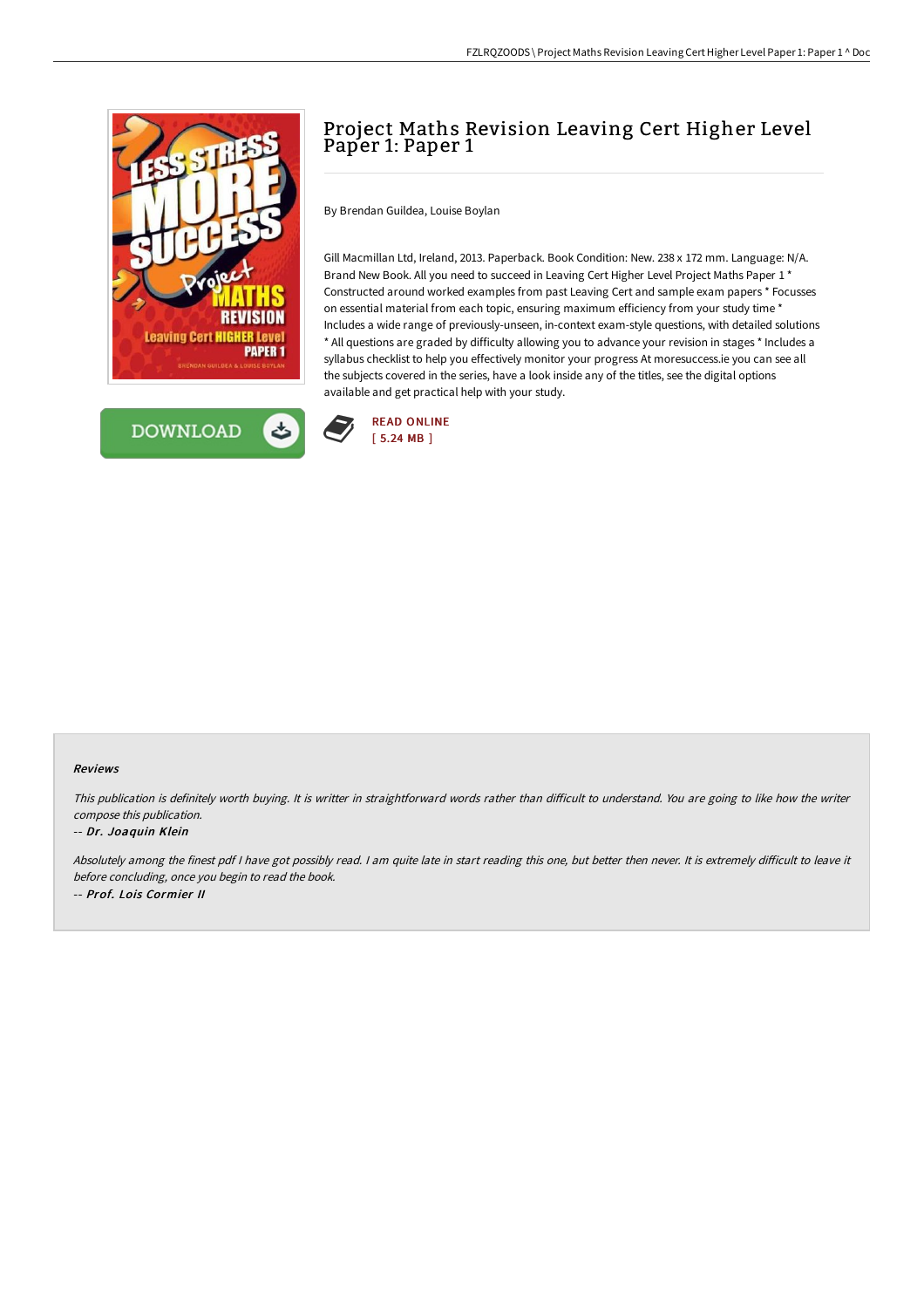# Project Maths Revision Leaving Cert Higher Level Paper 1: Paper 1

By Brendan Guildea, Louise Boylan

Gill Macmillan Ltd, Ireland, 2013. Paperback. Book Condition: New. 238 x 172 mm. Language: N/A. Brand New Book. All you need to succeed in Leaving Cert Higher Level Project Maths Paper 1 * Constructed around worked examples from past Leaving Cert and sample exam papers * Focusses on essential material from each topic, ensuring maximum efficiency from your study time * Includes a wide range of previously-unseen, in-context exam-style questions, with detailed solutions * All questions are graded by difficulty allowing you to advance your revision in stages * Includes a syllabus checklist to help you effectively monitor your progress At moresuccess.ie you can see all the subjects covered in the series, have a look inside any of the titles, see the digital options available and get practical help with your study.

DOWNLOAD

READ ONLINE
[ 5.24 MB ]

#### Reviews

*This publication is definitely worth buying. It is writter in straightforward words rather than difficult to understand. You are going to like how the writer compose this publication.*

-- ***Dr. Joaquin Klein***

*Absolutely among the finest pdf I have got possibly read. I am quite late in start reading this one, but better then never. It is extremely difficult to leave it before concluding, once you begin to read the book.*

-- ***Prof. Lois Cormier II***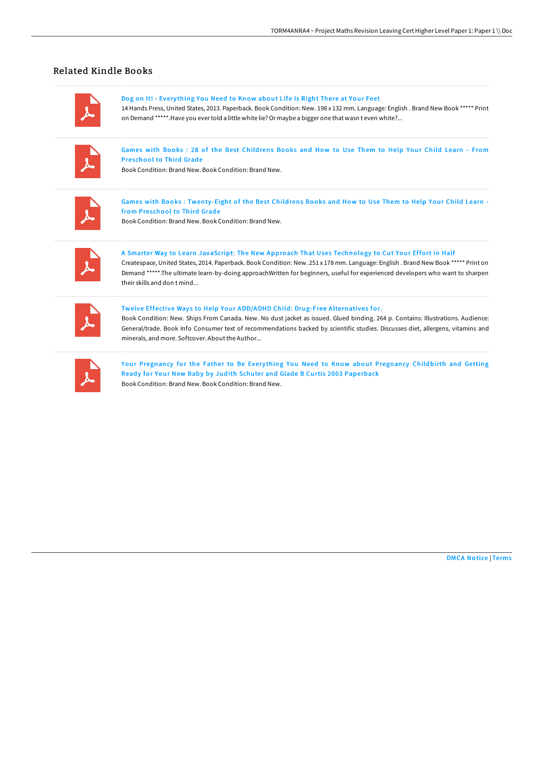## Related Kindle Books

**Dog on It! - Everything You Need to Know about Life Is Right There at Your Feet**
14 Hands Press, United States, 2013. Paperback. Book Condition: New. 198 x 132 mm. Language: English . Brand New Book ***** Print on Demand *****.Have you ever told a little white lie? Or maybe a bigger one that wasn t even white?...

**Games with Books : 28 of the Best Childrens Books and How to Use Them to Help Your Child Learn - From Preschool to Third Grade**
Book Condition: Brand New. Book Condition: Brand New.

**Games with Books : Twenty-Eight of the Best Childrens Books and How to Use Them to Help Your Child Learn - from Preschool to Third Grade**
Book Condition: Brand New. Book Condition: Brand New.

**A Smarter Way to Learn JavaScript: The New Approach That Uses Technology to Cut Your Effort in Half**
Createspace, United States, 2014. Paperback. Book Condition: New. 251 x 178 mm. Language: English . Brand New Book ***** Print on Demand *****.The ultimate learn-by-doing approachWritten for beginners, useful for experienced developers who want to sharpen their skills and don t mind...

**Twelve Effective Ways to Help Your ADD/ADHD Child: Drug-Free Alternatives for.**
Book Condition: New. Ships From Canada. New. No dust jacket as issued. Glued binding. 264 p. Contains: Illustrations. Audience: General/trade. Book Info Consumer text of recommendations backed by scientific studies. Discusses diet, allergens, vitamins and minerals, and more. Softcover. About the Author...

**Your Pregnancy for the Father to Be Everything You Need to Know about Pregnancy Childbirth and Getting Ready for Your New Baby by Judith Schuler and Glade B Curtis 2003 Paperback**
Book Condition: Brand New. Book Condition: Brand New.